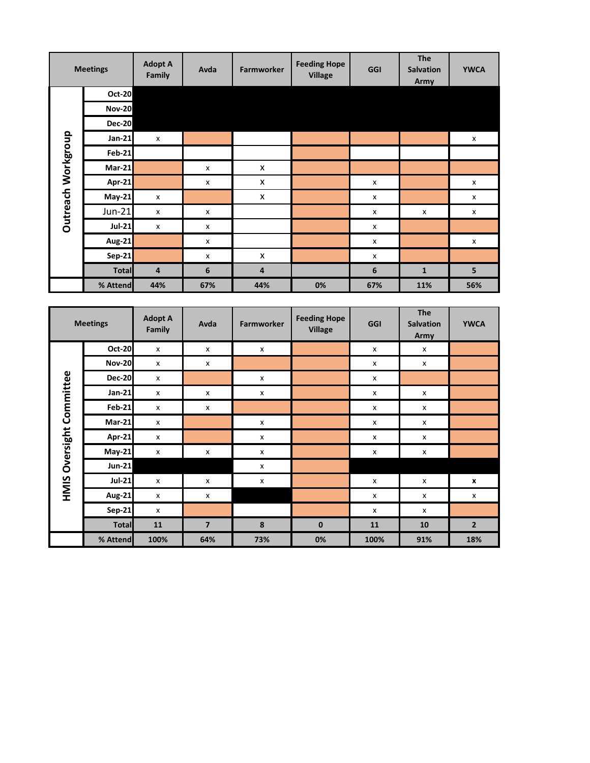**Outreach Workgroup**

| Meetings | Adopt A Family | Avda | Farmworker | Feeding Hope Village | GGI | The Salvation Army | YWCA |
|---|---|---|---|---|---|---|---|
| Oct-20 | | | | | | | |
| Nov-20 | | | | | | | |
| Dec-20 | | | | | | | |
| Jan-21 | x | | | | | | x |
| Feb-21 | | | | | | | |
| Mar-21 | | x | X | | | | |
| Apr-21 | | x | X | | x | | x |
| May-21 | x | | X | | x | | x |
| Jun-21 | x | x | | | x | x | x |
| Jul-21 | x | x | | | x | | |
| Aug-21 | | x | | | x | | x |
| Sep-21 | | x | X | | x | | |
| Total | 4 | 6 | 4 | | 6 | 1 | 5 |
| % Attend | 44% | 67% | 44% | 0% | 67% | 11% | 56% |

**HMIS Oversight Committee**

| Meetings | Adopt A Family | Avda | Farmworker | Feeding Hope Village | GGI | The Salvation Army | YWCA |
|---|---|---|---|---|---|---|---|
| Oct-20 | x | x | x | | x | x | |
| Nov-20 | x | x | | | x | x | |
| Dec-20 | x | | x | | x | | |
| Jan-21 | x | x | x | | x | x | |
| Feb-21 | x | x | | | x | x | |
| Mar-21 | x | | x | | x | x | |
| Apr-21 | x | | x | | x | x | |
| May-21 | x | x | x | | x | x | |
| Jun-21 | | | x | | | | |
| Jul-21 | x | x | x | | x | x | x |
| Aug-21 | x | x | | | x | x | x |
| Sep-21 | x | | | | x | x | |
| Total | 11 | 7 | 8 | 0 | 11 | 10 | 2 |
| % Attend | 100% | 64% | 73% | 0% | 100% | 91% | 18% |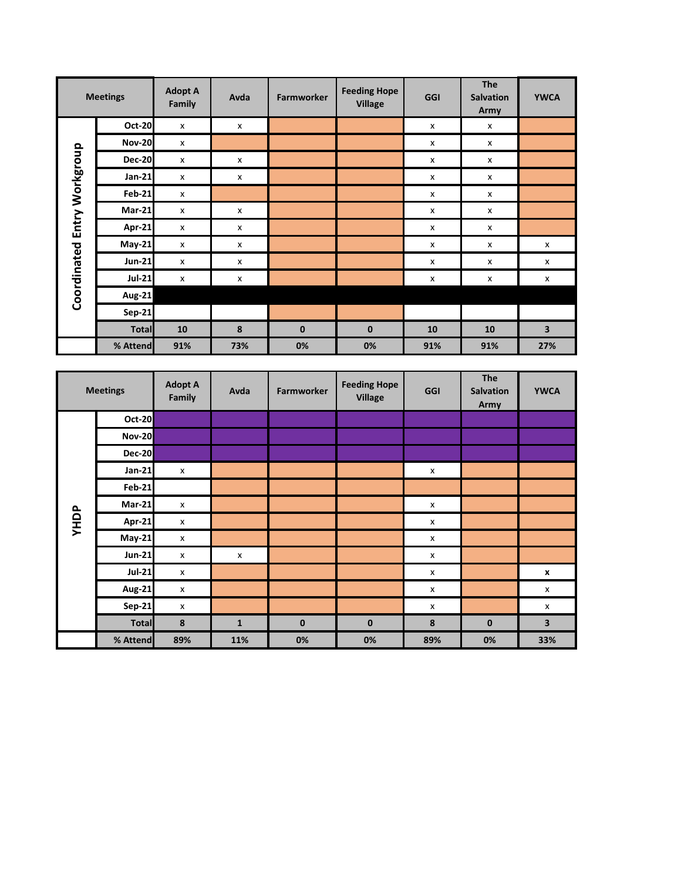| Coordinated Entry Workgroup | Meetings | Adopt A Family | Avda | Farmworker | Feeding Hope Village | GGI | The Salvation Army | YWCA |
|---|---|---|---|---|---|---|---|---|
| | Oct-20 | x | x | | | x | x | |
| | Nov-20 | x | | | | x | x | |
| | Dec-20 | x | x | | | x | x | |
| | Jan-21 | x | x | | | x | x | |
| | Feb-21 | x | | | | x | x | |
| | Mar-21 | x | x | | | x | x | |
| | Apr-21 | x | x | | | x | x | |
| | May-21 | x | x | | | x | x | x |
| | Jun-21 | x | x | | | x | x | x |
| | Jul-21 | x | x | | | x | x | x |
| | Aug-21 | | | | | | | |
| | Sep-21 | | | | | | | |
| | Total | 10 | 8 | 0 | 0 | 10 | 10 | 3 |
| | % Attend | 91% | 73% | 0% | 0% | 91% | 91% | 27% |

| YHDP | Meetings | Adopt A Family | Avda | Farmworker | Feeding Hope Village | GGI | The Salvation Army | YWCA |
|---|---|---|---|---|---|---|---|---|
| | Oct-20 | | | | | | | |
| | Nov-20 | | | | | | | |
| | Dec-20 | | | | | | | |
| | Jan-21 | x | | | | x | | |
| | Feb-21 | | | | | | | |
| | Mar-21 | x | | | | x | | |
| | Apr-21 | x | | | | x | | |
| | May-21 | x | | | | x | | |
| | Jun-21 | x | x | | | x | | |
| | Jul-21 | x | | | | x | | **x** |
| | Aug-21 | x | | | | x | | x |
| | Sep-21 | x | | | | x | | x |
| | Total | 8 | 1 | 0 | 0 | 8 | 0 | 3 |
| | % Attend | 89% | 11% | 0% | 0% | 89% | 0% | 33% |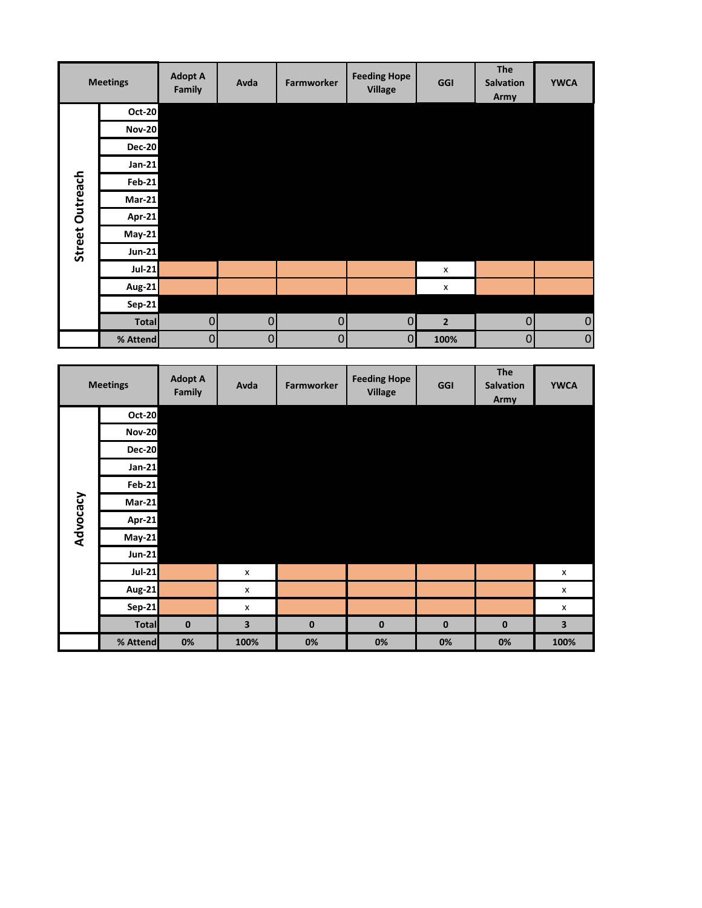| Meetings | | Adopt A Family | Avda | Farmworker | Feeding Hope Village | GGI | The Salvation Army | YWCA |
|---|---|---|---|---|---|---|---|---|
| Street Outreach | Oct-20 | | | | | | | |
| | Nov-20 | | | | | | | |
| | Dec-20 | | | | | | | |
| | Jan-21 | | | | | | | |
| | Feb-21 | | | | | | | |
| | Mar-21 | | | | | | | |
| | Apr-21 | | | | | | | |
| | May-21 | | | | | | | |
| | Jun-21 | | | | | | | |
| | Jul-21 | | | | | x | | |
| | Aug-21 | | | | | x | | |
| | Sep-21 | | | | | | | |
| | Total | 0 | 0 | 0 | 0 | 2 | 0 | 0 |
| | % Attend | 0 | 0 | 0 | 0 | 100% | 0 | 0 |

| Meetings | | Adopt A Family | Avda | Farmworker | Feeding Hope Village | GGI | The Salvation Army | YWCA |
|---|---|---|---|---|---|---|---|---|
| Advocacy | Oct-20 | | | | | | | |
| | Nov-20 | | | | | | | |
| | Dec-20 | | | | | | | |
| | Jan-21 | | | | | | | |
| | Feb-21 | | | | | | | |
| | Mar-21 | | | | | | | |
| | Apr-21 | | | | | | | |
| | May-21 | | | | | | | |
| | Jun-21 | | | | | | | |
| | Jul-21 | | x | | | | | x |
| | Aug-21 | | x | | | | | x |
| | Sep-21 | | x | | | | | x |
| | Total | 0 | 3 | 0 | 0 | 0 | 0 | 3 |
| | % Attend | 0% | 100% | 0% | 0% | 0% | 0% | 100% |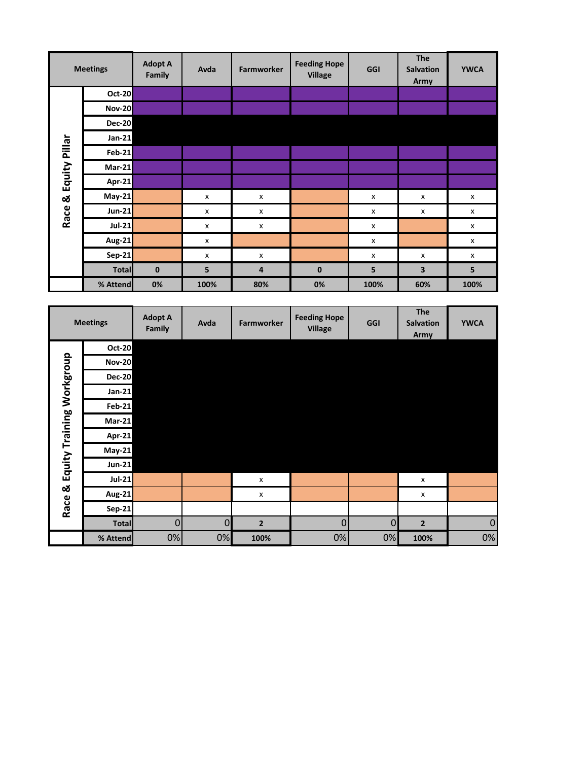| Race & Equity Pillar | Meetings | Adopt A Family | Avda | Farmworker | Feeding Hope Village | GGI | The Salvation Army | YWCA |
|---|---|---|---|---|---|---|---|---|
| | Oct-20 | | | | | | | |
| | Nov-20 | | | | | | | |
| | Dec-20 | | | | | | | |
| | Jan-21 | | | | | | | |
| | Feb-21 | | | | | | | |
| | Mar-21 | | | | | | | |
| | Apr-21 | | | | | | | |
| | May-21 | | x | x | | x | x | x |
| | Jun-21 | | x | x | | x | x | x |
| | Jul-21 | | x | x | | x | | x |
| | Aug-21 | | x | | | x | | x |
| | Sep-21 | | x | x | | x | x | x |
| | **Total** | **0** | **5** | **4** | **0** | **5** | **3** | **5** |
| | **% Attend** | **0%** | **100%** | **80%** | **0%** | **100%** | **60%** | **100%** |

| Race & Equity Training Workgroup | Meetings | Adopt A Family | Avda | Farmworker | Feeding Hope Village | GGI | The Salvation Army | YWCA |
|---|---|---|---|---|---|---|---|---|
| | Oct-20 | | | | | | | |
| | Nov-20 | | | | | | | |
| | Dec-20 | | | | | | | |
| | Jan-21 | | | | | | | |
| | Feb-21 | | | | | | | |
| | Mar-21 | | | | | | | |
| | Apr-21 | | | | | | | |
| | May-21 | | | | | | | |
| | Jun-21 | | | | | | | |
| | Jul-21 | | | x | | | x | |
| | Aug-21 | | | x | | | x | |
| | Sep-21 | | | | | | | |
| | **Total** | 0 | 0 | **2** | 0 | 0 | **2** | 0 |
| | **% Attend** | 0% | 0% | **100%** | 0% | 0% | **100%** | 0% |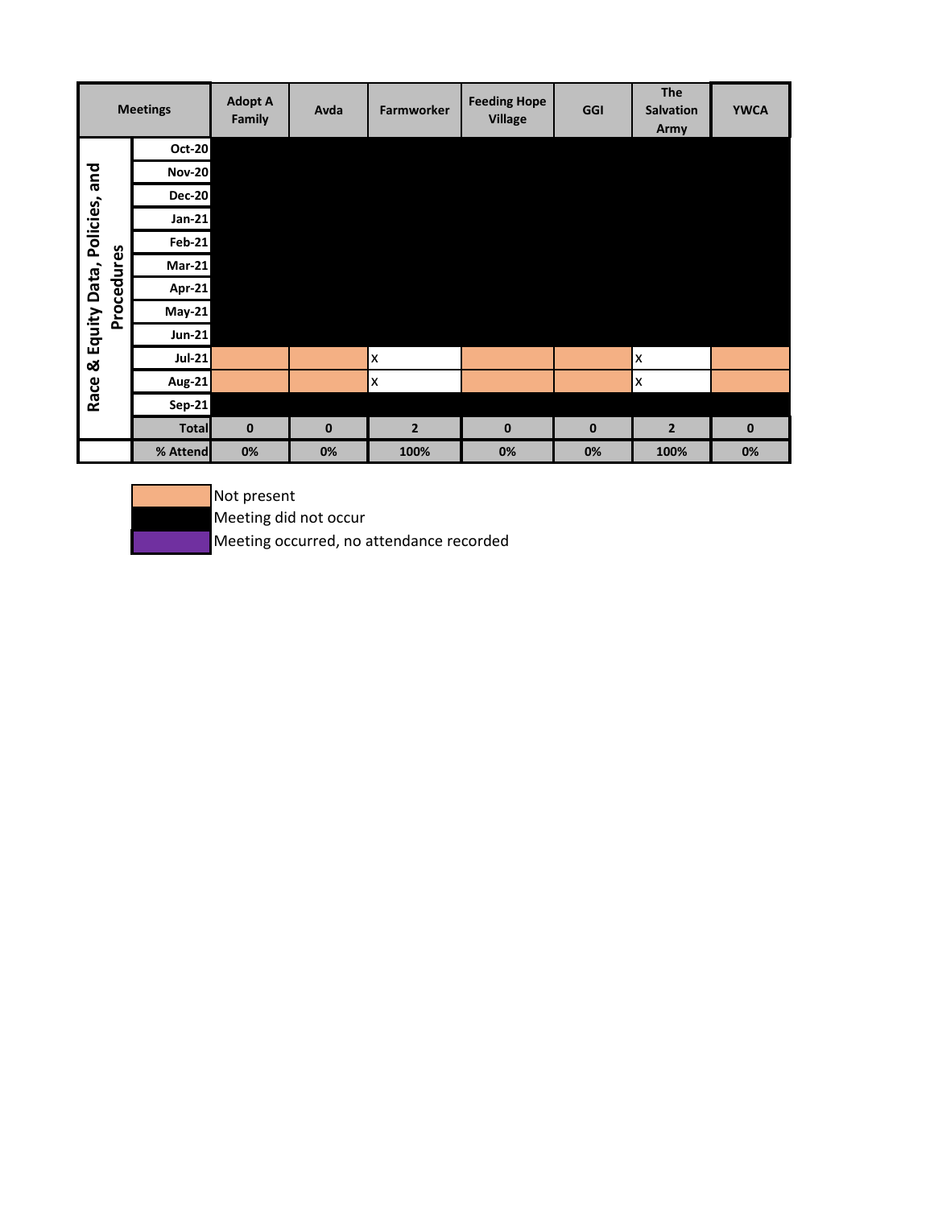| Meetings | | Adopt A Family | Avda | Farmworker | Feeding Hope Village | GGI | The Salvation Army | YWCA |
|---|---|---|---|---|---|---|---|---|
| Race & Equity Data, Policies, and Procedures | Oct-20 | | | | | | | |
| | Nov-20 | | | | | | | |
| | Dec-20 | | | | | | | |
| | Jan-21 | | | | | | | |
| | Feb-21 | | | | | | | |
| | Mar-21 | | | | | | | |
| | Apr-21 | | | | | | | |
| | May-21 | | | | | | | |
| | Jun-21 | | | | | | | |
| | Jul-21 | | | x | | | x | |
| | Aug-21 | | | x | | | x | |
| | Sep-21 | | | | | | | |
| | Total | 0 | 0 | 2 | 0 | 0 | 2 | 0 |
| | % Attend | 0% | 0% | 100% | 0% | 0% | 100% | 0% |

Not present

Meeting did not occur

Meeting occurred, no attendance recorded